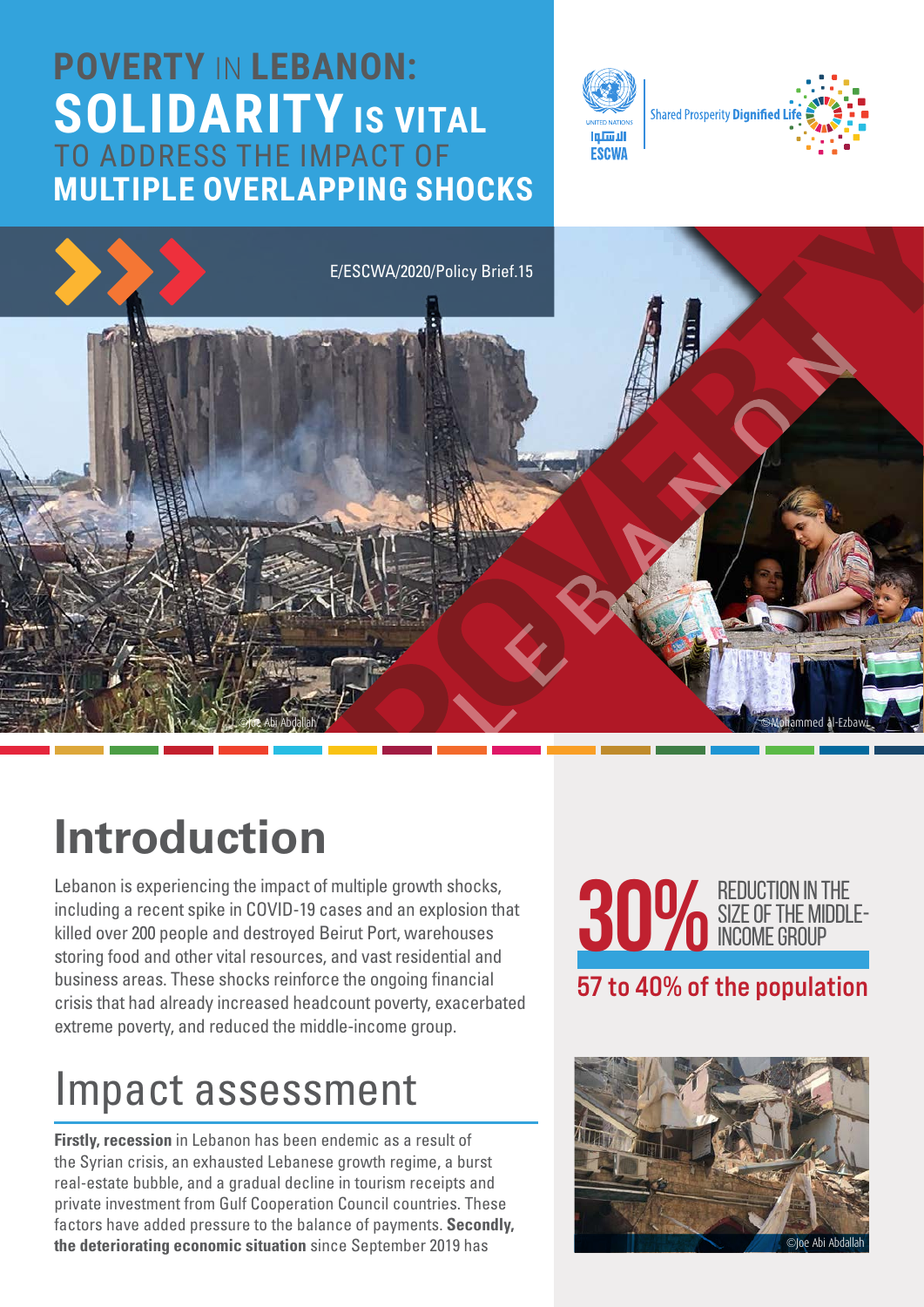# POVERTY IN LEBANON: SOLIDARITY IS VITAL TO ADDRESS THE IMPACT OF MULTIPLE OVERLAPPING SHOCKS

E/ESCWA/2020/Policy Brief.15

## Introduction

Lebanon is experiencing the impact of multiple growth shocks, including a recent spike in COVID-19 cases and an explosion that killed over 200 people and destroyed Beirut Port, warehouses storing food and other vital resources, and vast residential and business areas. These shocks reinforce the ongoing financial crisis that had already increased headcount poverty, exacerbated extreme poverty, and reduced the middle-income group.

**30%** REDUCTION IN THE SIZE OF THE MIDDLE-INCOME GROUP

**57 to 40% of the population**

## Impact assessment

**Firstly, recession** in Lebanon has been endemic as a result of the Syrian crisis, an exhausted Lebanese growth regime, a burst real-estate bubble, and a gradual decline in tourism receipts and private investment from Gulf Cooperation Council countries. These factors have added pressure to the balance of payments. **Secondly, the deteriorating economic situation** since September 2019 has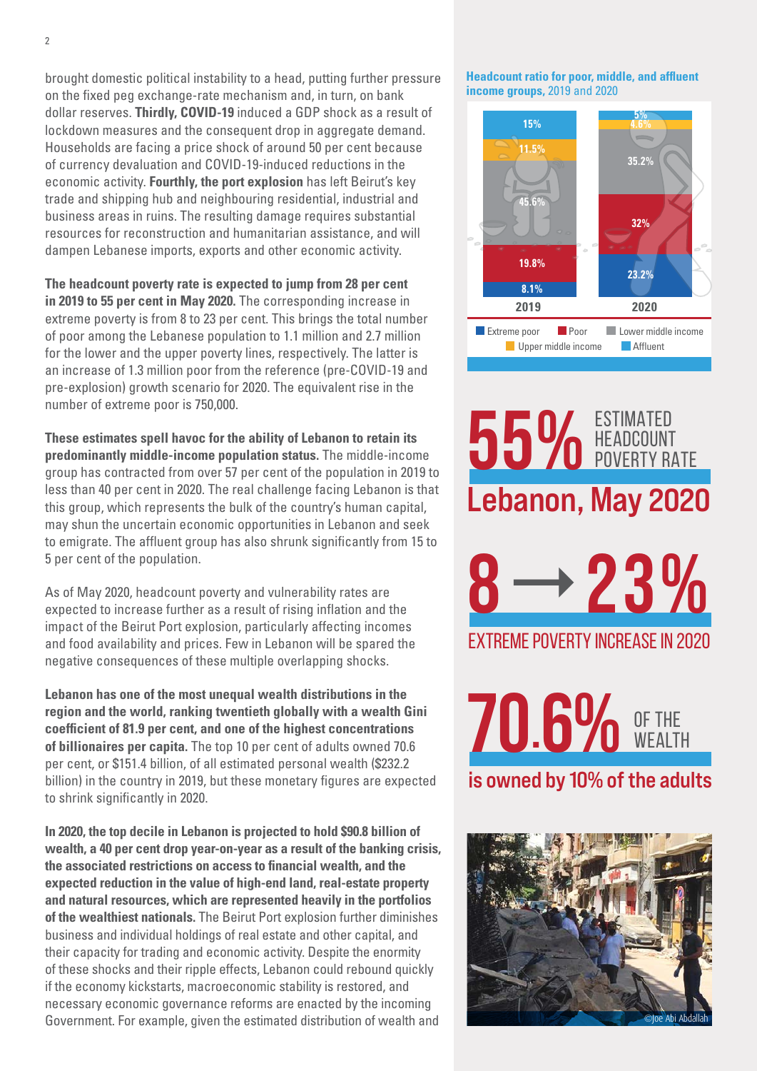brought domestic political instability to a head, putting further pressure on the fixed peg exchange-rate mechanism and, in turn, on bank dollar reserves. **Thirdly, COVID-19** induced a GDP shock as a result of lockdown measures and the consequent drop in aggregate demand. Households are facing a price shock of around 50 per cent because of currency devaluation and COVID-19-induced reductions in the economic activity. **Fourthly, the port explosion** has left Beirut's key trade and shipping hub and neighbouring residential, industrial and business areas in ruins. The resulting damage requires substantial resources for reconstruction and humanitarian assistance, and will dampen Lebanese imports, exports and other economic activity.

**The headcount poverty rate is expected to jump from 28 per cent in 2019 to 55 per cent in May 2020.** The corresponding increase in extreme poverty is from 8 to 23 per cent. This brings the total number of poor among the Lebanese population to 1.1 million and 2.7 million for the lower and the upper poverty lines, respectively. The latter is an increase of 1.3 million poor from the reference (pre-COVID-19 and pre-explosion) growth scenario for 2020. The equivalent rise in the number of extreme poor is 750,000.

**These estimates spell havoc for the ability of Lebanon to retain its predominantly middle-income population status.** The middle-income group has contracted from over 57 per cent of the population in 2019 to less than 40 per cent in 2020. The real challenge facing Lebanon is that this group, which represents the bulk of the country's human capital, may shun the uncertain economic opportunities in Lebanon and seek to emigrate. The affluent group has also shrunk significantly from 15 to 5 per cent of the population.

As of May 2020, headcount poverty and vulnerability rates are expected to increase further as a result of rising inflation and the impact of the Beirut Port explosion, particularly affecting incomes and food availability and prices. Few in Lebanon will be spared the negative consequences of these multiple overlapping shocks.

**Lebanon has one of the most unequal wealth distributions in the region and the world, ranking twentieth globally with a wealth Gini coefficient of 81.9 per cent, and one of the highest concentrations of billionaires per capita.** The top 10 per cent of adults owned 70.6 per cent, or $151.4 billion, of all estimated personal wealth ($232.2 billion) in the country in 2019, but these monetary figures are expected to shrink significantly in 2020.

**In 2020, the top decile in Lebanon is projected to hold $90.8 billion of wealth, a 40 per cent drop year-on-year as a result of the banking crisis, the associated restrictions on access to financial wealth, and the expected reduction in the value of high-end land, real-estate property and natural resources, which are represented heavily in the portfolios of the wealthiest nationals.** The Beirut Port explosion further diminishes business and individual holdings of real estate and other capital, and their capacity for trading and economic activity. Despite the enormity of these shocks and their ripple effects, Lebanon could rebound quickly if the economy kickstarts, macroeconomic stability is restored, and necessary economic governance reforms are enacted by the incoming Government. For example, given the estimated distribution of wealth and

**Headcount ratio for poor, middle, and affluent income groups,** 2019 and 2020

| Group | 2019 | 2020 |
| --- | --- | --- |
| Affluent | 15% | 5% |
| Upper middle income | 11.5% | 4.6% |
| Lower middle income | 45.6% | 35.2% |
| Poor | 19.8% | 32% |
| Extreme poor | 8.1% | 23.2% |

**55%** ESTIMATED HEADCOUNT POVERTY RATE

**Lebanon, May 2020**

**8 → 23%**

EXTREME POVERTY INCREASE IN 2020

**70.6%** OF THE WEALTH

**is owned by 10% of the adults**

©Joe Abi Abdallah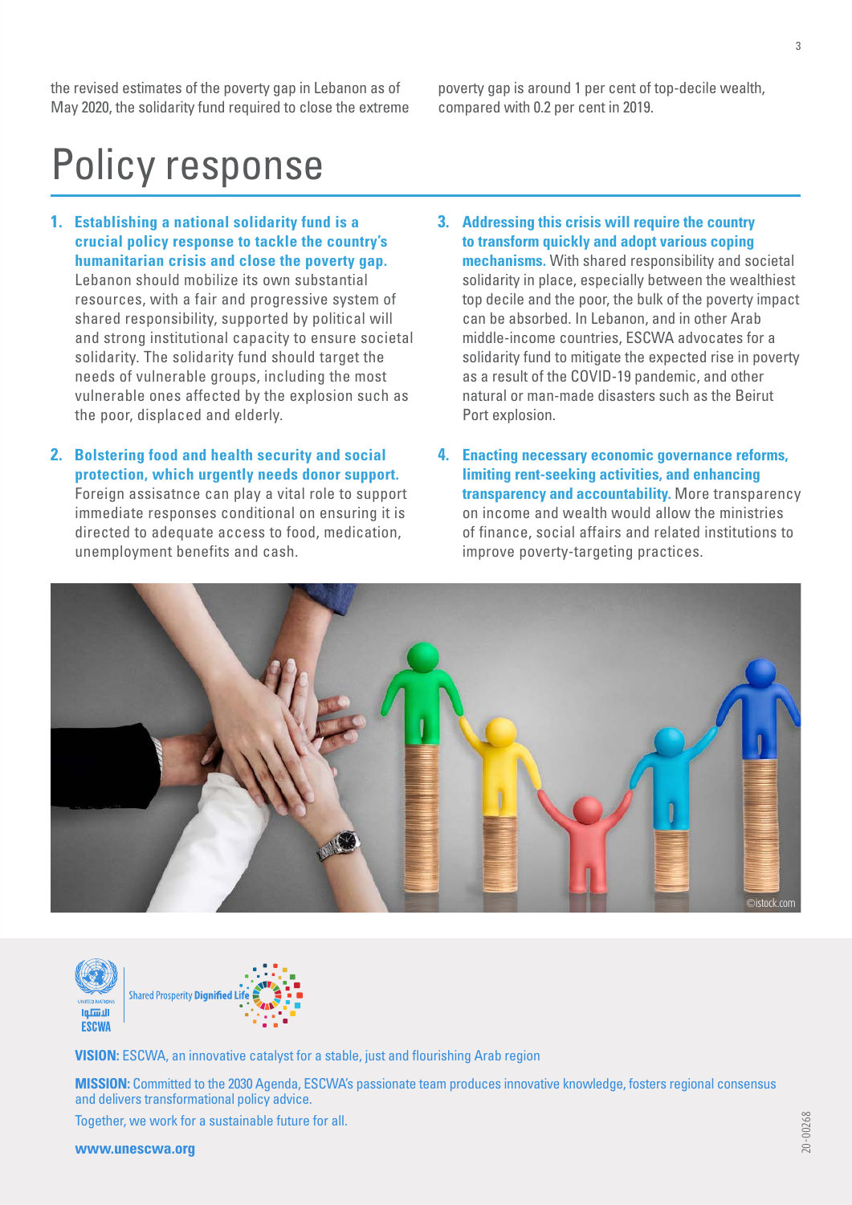the revised estimates of the poverty gap in Lebanon as of May 2020, the solidarity fund required to close the extreme poverty gap is around 1 per cent of top-decile wealth, compared with 0.2 per cent in 2019.

# Policy response

1. **Establishing a national solidarity fund is a crucial policy response to tackle the country's humanitarian crisis and close the poverty gap.** Lebanon should mobilize its own substantial resources, with a fair and progressive system of shared responsibility, supported by political will and strong institutional capacity to ensure societal solidarity. The solidarity fund should target the needs of vulnerable groups, including the most vulnerable ones affected by the explosion such as the poor, displaced and elderly.

2. **Bolstering food and health security and social protection, which urgently needs donor support.** Foreign assisatnce can play a vital role to support immediate responses conditional on ensuring it is directed to adequate access to food, medication, unemployment benefits and cash.

3. **Addressing this crisis will require the country to transform quickly and adopt various coping mechanisms.** With shared responsibility and societal solidarity in place, especially between the wealthiest top decile and the poor, the bulk of the poverty impact can be absorbed. In Lebanon, and in other Arab middle-income countries, ESCWA advocates for a solidarity fund to mitigate the expected rise in poverty as a result of the COVID-19 pandemic, and other natural or man-made disasters such as the Beirut Port explosion.

4. **Enacting necessary economic governance reforms, limiting rent-seeking activities, and enhancing transparency and accountability.** More transparency on income and wealth would allow the ministries of finance, social affairs and related institutions to improve poverty-targeting practices.

©istock.com

UNITED NATIONS
الإسكوا
ESCWA

Shared Prosperity **Dignified Life**

**VISION:** ESCWA, an innovative catalyst for a stable, just and flourishing Arab region

**MISSION:** Committed to the 2030 Agenda, ESCWA's passionate team produces innovative knowledge, fosters regional consensus and delivers transformational policy advice.

Together, we work for a sustainable future for all.

**www.unescwa.org**

20-00268